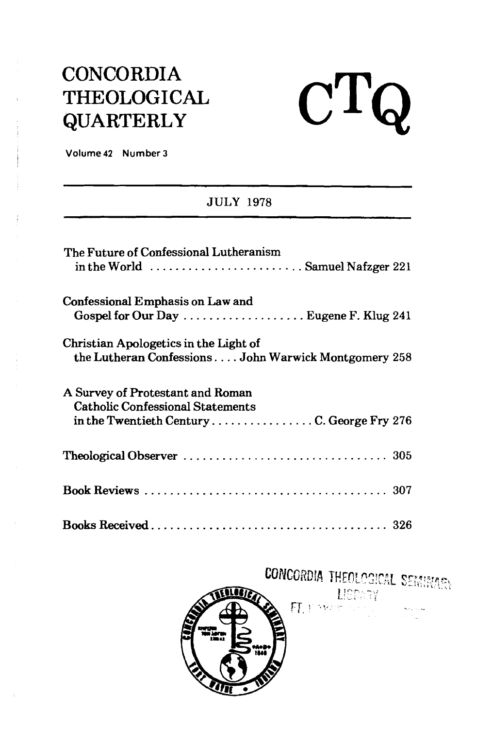# CONCORDIA THEOLOGICAL QUARTERLY

# CTQ

Volume 42 Number 3

JULY 1978

The Future of Confessional Lutheranism in the World ........................ Samuel Nafzger 221

Confessional Emphasis on Law and Gospel for Our Day .................. Eugene F. Klug 241

Christian Apologetics in the Light of the Lutheran Confessions.... John Warwick Montgomery 258

A Survey of Protestant and Roman Catholic Confessional Statements in the Twentieth Century................ C. George Fry 276

Theological Observer ................................ 305

Book Reviews ...................................... 307

Books Received..................................... 326

CONCORDIA THEOLOGICAL SEMINARY LIBRARY FT. WAYNE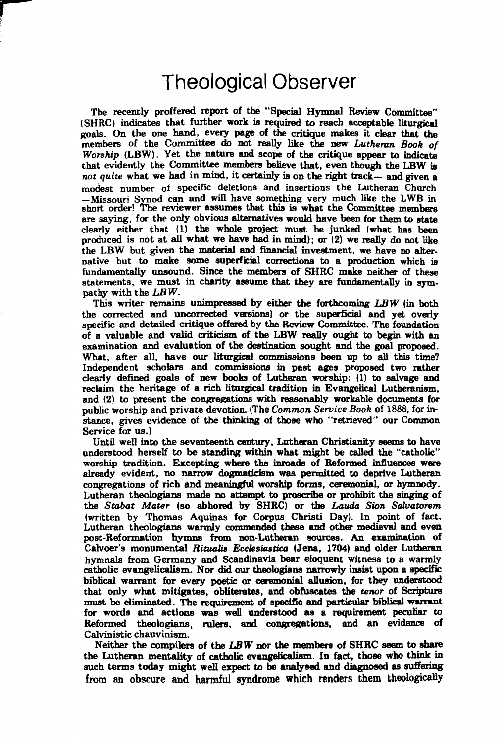# Theological Observer

The recently proffered report of the "Special Hymnal Review Committee" (SHRC) indicates that further work is required to reach acceptable liturgical goals. On the one hand, every page of the critique makes it clear that the members of the Committee do not really like the new *Lutheran Book of Worship* (LBW). Yet the nature and scope of the critique appear to indicate that evidently the Committee members believe that, even though the LBW is *not quite* what we had in mind, it certainly is on the right track— and given a modest number of specific deletions and insertions the Lutheran Church —Missouri Synod can and will have something very much like the LWB in short order! The reviewer assumes that this is what the Committee members are saying, for the only obvious alternatives would have been for them to state clearly either that (1) the whole project must be junked (what has been produced is not at all what we have had in mind); or (2) we really do not like the LBW but given the material and financial investment, we have no alternative but to make some superficial corrections to a production which is fundamentally unsound. Since the members of SHRC make neither of these statements, we must in charity assume that they are fundamentally in sympathy with the *LBW*.

This writer remains unimpressed by either the forthcoming *LBW* (in both the corrected and uncorrected versions) or the superficial and yet overly specific and detailed critique offered by the Review Committee. The foundation of a valuable and valid criticism of the LBW really ought to begin with an examination and evaluation of the destination sought and the goal proposed. What, after all, have our liturgical commissions been up to all this time? Independent scholars and commissions in past ages proposed two rather clearly defined goals of new books of Lutheran worship: (1) to salvage and reclaim the heritage of a rich liturgical tradition in Evangelical Lutheranism, and (2) to present the congregations with reasonably workable documents for public worship and private devotion. (The *Common Service Book* of 1888, for instance, gives evidence of the thinking of those who "retrieved" our Common Service for us.)

Until well into the seventeenth century, Lutheran Christianity seems to have understood herself to be standing within what might be called the "catholic" worship tradition. Excepting where the inroads of Reformed influences were already evident, no narrow dogmaticism was permitted to deprive Lutheran congregations of rich and meaningful worship forms, ceremonial, or hymnody. Lutheran theologians made no attempt to proscribe or prohibit the singing of the *Stabat Mater* (so abhored by SHRC) or the *Lauda Sion Salvatorem* (written by Thomas Aquinas for Corpus Christi Day). In point of fact, Lutheran theologians warmly commended these and other medieval and even post-Reformation hymns from non-Lutheran sources. An examination of Calvoer's monumental *Ritualis Ecclesiastica* (Jena, 1704) and older Lutheran hymnals from Germany and Scandinavia bear eloquent witness to a warmly catholic evangelicalism. Nor did our theologians narrowly insist upon a specific biblical warrant for every poetic or ceremonial allusion, for they understood that only what mitigates, obliterates, and obfuscates the *tenor* of Scripture must be eliminated. The requirement of specific and particular biblical warrant for words and actions was well understood as a requirement peculiar to Reformed theologians, rulers, and congregations, and an evidence of Calvinistic chauvinism.

Neither the compilers of the *LBW* nor the members of SHRC seem to share the Lutheran mentality of catholic evangelicalism. In fact, those who think in such terms today might well expect to be analysed and diagnosed as suffering from an obscure and harmful syndrome which renders them theologically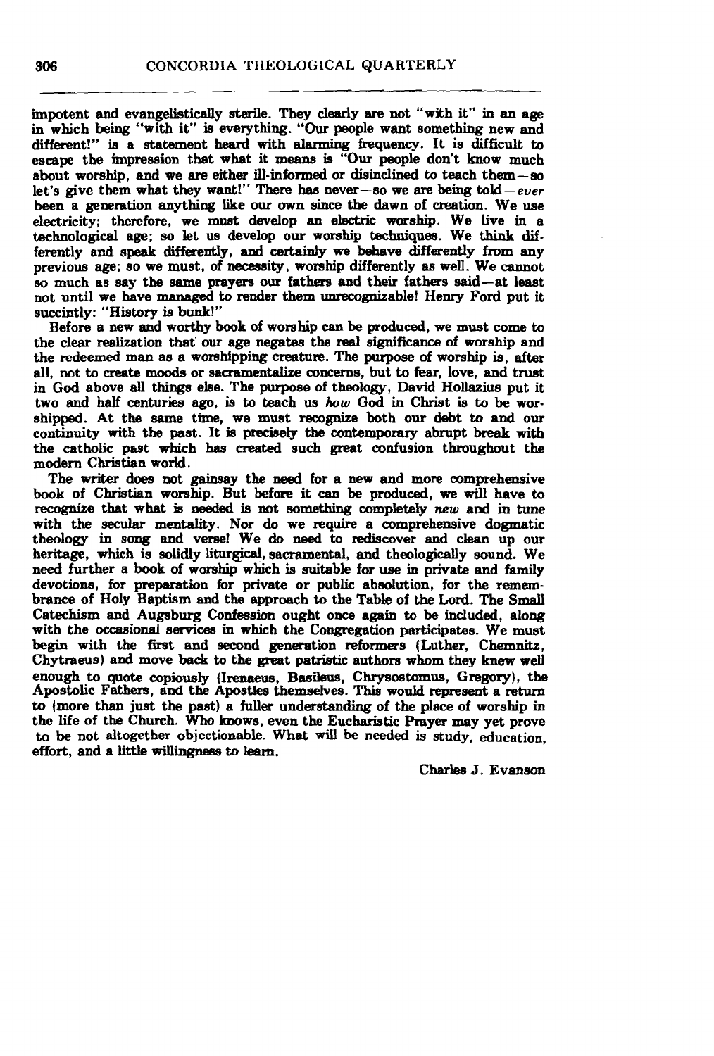impotent and evangelistically sterile. They clearly are not "with it" in an age in which being "with it" is everything. "Our people want something new and different!" is a statement heard with alarming frequency. It is difficult to escape the impression that what it means is "Our people don't know much about worship, and we are either ill-informed or disinclined to teach them—so let's give them what they want!" There has never—so we are being told—*ever* been a generation anything like our own since the dawn of creation. We use electricity; therefore, we must develop an electric worship. We live in a technological age; so let us develop our worship techniques. We think differently and speak differently, and certainly we behave differently from any previous age; so we must, of necessity, worship differently as well. We cannot so much as say the same prayers our fathers and their fathers said—at least not until we have managed to render them unrecognizable! Henry Ford put it succintly: "History is bunk!"

Before a new and worthy book of worship can be produced, we must come to the clear realization that our age negates the real significance of worship and the redeemed man as a worshipping creature. The purpose of worship is, after all, not to create moods or sacramentalize concerns, but to fear, love, and trust in God above all things else. The purpose of theology, David Hollazius put it two and half centuries ago, is to teach us *how* God in Christ is to be worshipped. At the same time, we must recognize both our debt to and our continuity with the past. It is precisely the contemporary abrupt break with the catholic past which has created such great confusion throughout the modern Christian world.

The writer does not gainsay the need for a new and more comprehensive book of Christian worship. But before it can be produced, we will have to recognize that what is needed is not something completely *new* and in tune with the secular mentality. Nor do we require a comprehensive dogmatic theology in song and verse! We do need to rediscover and clean up our heritage, which is solidly liturgical, sacramental, and theologically sound. We need further a book of worship which is suitable for use in private and family devotions, for preparation for private or public absolution, for the remembrance of Holy Baptism and the approach to the Table of the Lord. The Small Catechism and Augsburg Confession ought once again to be included, along with the occasional services in which the Congregation participates. We must begin with the first and second generation reformers (Luther, Chemnitz, Chytraeus) and move back to the great patristic authors whom they knew well enough to quote copiously (Irenaeus, Basileus, Chrysostomus, Gregory), the Apostolic Fathers, and the Apostles themselves. This would represent a return to (more than just the past) a fuller understanding of the place of worship in the life of the Church. Who knows, even the Eucharistic Prayer may yet prove to be not altogether objectionable. What will be needed is study, education, effort, and a little willingness to learn.

Charles J. Evanson